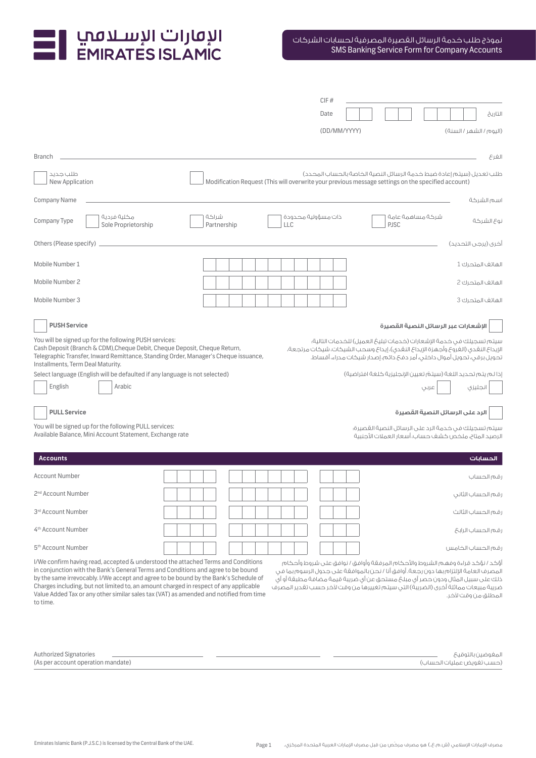# الإمارات الإسلامي EMIRATES ISLAMIC

## نموذج طلب خدمة الرسائل القصيرة المصرفية لحسابات الشركات
## SMS Banking Service Form for Company Accounts

CIF # ______________________

Date ☐☐ ☐☐ ☐☐☐☐ التاريخ

(DD/MM/YYYY) (اليوم / الشهر / السنة)

Branch ______________________ الفرع

☐ طلب جديد New Application

☐ طلب تعديل (سيتم إعادة ضبط خدمة الرسائل النصية الخاصة بالحساب المحدد) Modification Request (This will overwrite your previous message settings on the specified account)

Company Name ______________________ اسم الشركة

Company Type نوع الشركة: ☐ مكلية فردية Sole Proprietorship ☐ شراكة Partnership ☐ ذات مسؤولية محدودة LLC ☐ شركة مساهمة عامة PJSC

Others (Please specify) ______________________ أخرى (يرجى التحديد)

Mobile Number 1 ☐☐☐☐☐☐☐☐☐☐☐ الهاتف المتحرك 1

Mobile Number 2 ☐☐☐☐☐☐☐☐☐☐☐ الهاتف المتحرك 2

Mobile Number 3 ☐☐☐☐☐☐☐☐☐☐☐ الهاتف المتحرك 3

☐ **PUSH Service** **الإشعارات عبر الرسائل النصية القصيرة**

You will be signed up for the following PUSH services:
Cash Deposit (Branch & CDM),Cheque Debit, Cheque Deposit, Cheque Return, Telegraphic Transfer, Inward Remittance, Standing Order, Manager's Cheque issuance, Installments, Term Deal Maturity.

سيتم تسجيلك في خدمة الإشعارات (خدمات تبليغ العميل) للخدمات التالية:
الإيداع النقدي (الفروع وأجهزة الإيداع النقدي)، إيداع وسحب الشيكات، شيكات مرتجعة، تحويل برقي، تحويل أموال داخلي، أمر دفع دائم، إصدار شيكات مدراء، أقساط.

Select language (English will be defaulted if any language is not selected)

إذا لم يتم تحديد اللغة (سيتمّ تعيين الإنجليزية كلغة افتراضية)

☐ English ☐ Arabic ☐ عربي ☐ انجليزي

☐ **PULL Service** **الرد على الرسائل النصية القصيرة**

You will be signed up for the following PULL services:
Available Balance, Mini Account Statement, Exchange rate

سيتم تسجيلك في خدمة الرد على الرسائل النصية القصيرة:
الرصيد المتاح، ملخص كشف حساب، أسعار العملات الأجنبية

## Accounts الحسابات

| | | | | |
|---|---|---|---|---|
| Account Number | ☐☐☐☐ | ☐☐☐☐☐☐ | ☐☐☐ | رقم الحساب |
| 2[nd] Account Number | ☐☐☐☐ | ☐☐☐☐☐☐ | ☐☐☐ | رقم الحساب الثاني |
| 3[rd] Account Number | ☐☐☐☐ | ☐☐☐☐☐☐ | ☐☐☐ | رقم الحساب الثالث |
| 4[th] Account Number | ☐☐☐☐ | ☐☐☐☐☐☐ | ☐☐☐ | رقم الحساب الرابع |
| 5[th] Account Number | ☐☐☐☐ | ☐☐☐☐☐☐ | ☐☐☐ | رقم الحساب الخامس |

I/We confirm having read, accepted & understood the attached Terms and Conditions in conjunction with the Bank's General Terms and Conditions and agree to be bound by the same irrevocably. I/We accept and agree to be bound by the Bank's Schedule of Charges including, but not limited to, an amount charged in respect of any applicable Value Added Tax or any other similar sales tax (VAT) as amended and notified from time to time.

أؤكد / نؤكد قراءة وفهم الشروط والأحكام المرفقة وأوافق / نوافق على شروط وأحكام المصرف العامة الإلتزام بها دون رجعة. أوافق أنا / نحن بالموافقة على جدول الرسوم بما في ذلك على سبيل المثال ودون حصر أي مبلغ مستحق عن أي ضريبة قيمة مضافة مطبقة أو أي ضريبة مبيعات مماثلة أخرى (الضريبة) التي سيتم تغييرها من وقت لآخر حسب تقدير المصرف المطلق من وقت لآخر.

Authorized Signatories (As per account operation mandate) ______________ ______________ ______________ المفوضين بالتوقيع (حسب تفويض عمليات الحساب)

Emirates Islamic Bank (P.J.S.C.) is licensed by the Central Bank of the UAE.

مصرف الإمارات الإسلامي (ش.م.ع.) هو مصرف مرخّص من قبل مصرف الإمارات العربية المتحدة المركزي.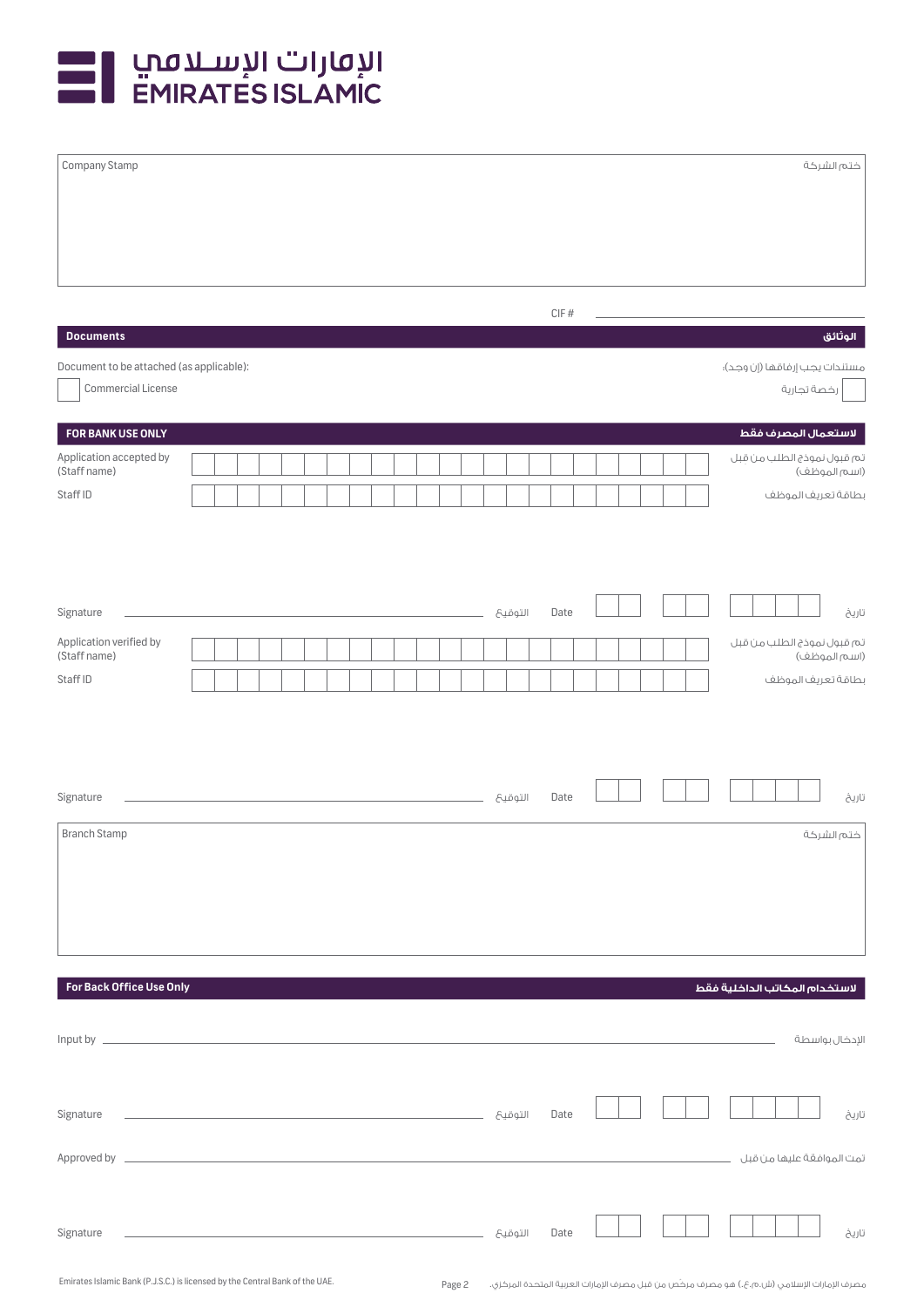الإمارات الإسلامي
EMIRATES ISLAMIC

| Company Stamp | ختم الشركة |
|---|---|
| | |

CIF # ____________________

## Documents | الوثائق

Document to be attached (as applicable): | مستندات يجب إرفاقها (إن وجد):

- [ ] Commercial License | رخصة تجارية

## FOR BANK USE ONLY | لاستعمال المصرف فقط

Application accepted by (Staff name) | تم قبول نموذج الطلب من قبل (اسم الموظف)

Staff ID | بطاقة تعريف الموظف

Signature ____________________ التوقيع | Date | تاريخ

Application verified by (Staff name) | تم قبول نموذج الطلب من قبل (اسم الموظف)

Staff ID | بطاقة تعريف الموظف

Signature ____________________ التوقيع | Date | تاريخ

| Branch Stamp | ختم الشركة |
|---|---|
| | |

## For Back Office Use Only | لاستخدام المكاتب الداخلية فقط

Input by ____________________ الإدخال بواسطة

Signature ____________________ التوقيع | Date | تاريخ

Approved by ____________________ تمت الموافقة عليها من قبل

Signature ____________________ التوقيع | Date | تاريخ

Emirates Islamic Bank (P.J.S.C.) is licensed by the Central Bank of the UAE.

مصرف الإمارات الإسلامي (ش.م.ع.) هو مصرف مرخّص من قبل مصرف الإمارات العربية المتحدة المركزي.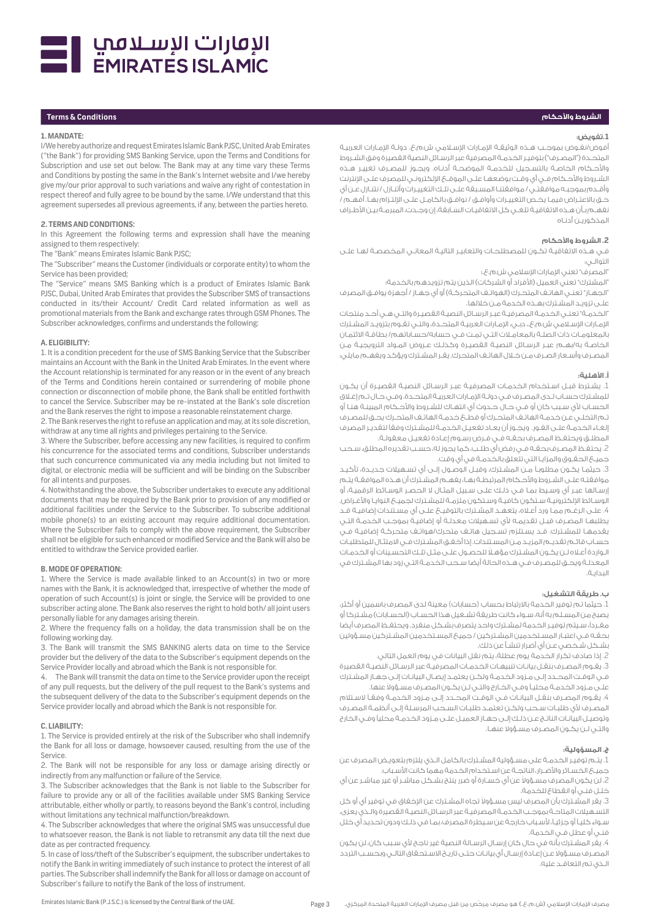# الإمارات الإسلامي
# EMIRATES ISLAMIC

## Terms & Conditions

### 1. MANDATE:

I/We hereby authorize and request Emirates Islamic Bank PJSC, United Arab Emirates ("the Bank") for providing SMS Banking Service, upon the Terms and Conditions for Subscription and use set out below. The Bank may at any time vary these Terms and Conditions by posting the same in the Bank's Internet website and I/we hereby give my/our prior approval to such variations and waive any right of contestation in respect thereof and fully agree to be bound by the same. I/We understand that this agreement supersedes all previous agreements, if any, between the parties hereto.

### 2. TERMS AND CONDITIONS:

In this Agreement the following terms and expression shall have the meaning assigned to them respectively:

The "Bank" means Emirates Islamic Bank PJSC;

The "Subscriber" means the Customer (individuals or corporate entity) to whom the Service has been provided;

The "Service" means SMS Banking which is a product of Emirates Islamic Bank PJSC, Dubai, United Arab Emirates that provides the Subscriber SMS of transactions conducted in its/their Account/ Credit Card related information as well as promotional materials from the Bank and exchange rates through GSM Phones. The Subscriber acknowledges, confirms and understands the following:

#### A. ELIGIBILITY:

1. It is a condition precedent for the use of SMS Banking Service that the Subscriber maintains an Account with the Bank in the United Arab Emirates. In the event where the Account relationship is terminated for any reason or in the event of any breach of the Terms and Conditions herein contained or surrendering of mobile phone connection or disconnection of mobile phone, the Bank shall be entitled forthwith to cancel the Service. Subscriber may be re-instated at the Bank's sole discretion and the Bank reserves the right to impose a reasonable reinstatement charge.
2. The Bank reserves the right to refuse an application and may, at its sole discretion, withdraw at any time all rights and privileges pertaining to the Service.
3. Where the Subscriber, before accessing any new facilities, is required to confirm his concurrence for the associated terms and conditions, Subscriber understands that such concurrence communicated via any media including but not limited to digital, or electronic media will be sufficient and will be binding on the Subscriber for all intents and purposes.
4. Notwithstanding the above, the Subscriber undertakes to execute any additional documents that may be required by the Bank prior to provision of any modified or additional facilities under the Service to the Subscriber. To subscribe additional mobile phone(s) to an existing account may require additional documentation. Where the Subscriber fails to comply with the above requirement, the Subscriber shall not be eligible for such enhanced or modified Service and the Bank will also be entitled to withdraw the Service provided earlier.

#### B. MODE OF OPERATION:

1. Where the Service is made available linked to an Account(s) in two or more names with the Bank, it is acknowledged that, irrespective of whether the mode of operation of such Account(s) is joint or single, the Service will be provided to one subscriber acting alone. The Bank also reserves the right to hold both/ all joint users personally liable for any damages arising therein.
2. Where the frequency falls on a holiday, the data transmission shall be on the following working day.
3. The Bank will transmit the SMS BANKING alerts data on time to the Service provider but the delivery of the data to the Subscriber's equipment depends on the Service Provider locally and abroad which the Bank is not responsible for.
4. The Bank will transmit the data on time to the Service provider upon the receipt of any pull requests, but the delivery of the pull request to the Bank's systems and the subsequent delivery of the data to the Subscriber's equipment depends on the Service Provider locally and abroad which the Bank is not responsible for.

#### C. LIABILITY:

1. The Service is provided entirely at the risk of the Subscriber who shall indemnify the Bank for all loss or damage, howsoever caused, resulting from the use of the Service.
2. The Bank will not be responsible for any loss or damage arising directly or indirectly from any malfunction or failure of the Service.
3. The Subscriber acknowledges that the Bank is not liable to the Subscriber for failure to provide any or all of the facilities available under SMS Banking Service attributable, either wholly or partly, to reasons beyond the Bank's control, including without limitations any technical malfunction/breakdown.
4. The Subscriber acknowledges that where the original SMS was unsuccessful due to whatsoever reason, the Bank is not liable to retransmit any data till the next due date as per contracted frequency.
5. In case of loss/theft of the Subscriber's equipment, the subscriber undertakes to notify the Bank in writing immediately of such instance to protect the interest of all parties. The Subscriber shall indemnify the Bank for all loss or damage on account of Subscriber's failure to notify the Bank of the loss of instrument.

## الشروط والأحكام

### 1. تفويض:

أفوض/نفوض بموجب هذه الوثيقة الإمارات الإسلامي ش.م.ع، دولة الإمارات العربية المتحدة ("المصرف") بتوفير الخدمة المصرفية عبر الرسائل النصية القصيرة وفق الشروط والأحكام الخاصة بالتسجيل للخدمة الموضحة أدناه. ويجوز للمصرف تغيير هذه الشروط والأحكام في أي وقت بوضعها على الموقع الإلكتروني للمصرف على الإنترنت وأقدم بموجبه موافقتي / موافقتنا المسبقة على تلك التغييرات وأتنازل / نتنازل عن أي حق بالاعتراض فيما يخص التغييرات وأوافق / نوافق بالكامل على الالتزام بها. أفهم / نفهم بأن هذه الاتفاقية تلغي كل الاتفاقيات السابقة، إن وجدت، المبرمة بين الأطراف المذكورين أدناه.

### 2. الشروط والأحكام

في هذه الاتفاقية تكون للمصطلحات والتعابير التالية المعاني المخصصة لها على التوالي:

"المصرف" تعني الإمارات الإسلامي ش.م.ع،؛

"المشترك" تعني العميل (الأفراد أو الشركات) الذين يتم تزويدهم بالخدمة؛

"الجهاز" تعني الهاتف المتحرك (الهواتف المتحركة) أو أي جهاز / أجهزة يوافق المصرف على تزويد المشترك بهذه الخدمة من خلالها.

"الخدمة" تعني الخدمة المصرفية عبر الرسائل النصية القصيرة والتي هي أحد منتجات الإمارات الإسلامي ش.م.ع، دبي، الإمارات العربية المتحدة، والتي تقوم بتزويد المشترك بالمعلومات ذات الصلة بالمعاملات التي تمت في حسابه/حساباتهم/ بطاقة الائتمان الخاصة به/بهم عبر الرسائل النصية القصيرة وكذلك عروض المواد الترويجية من المصرف وأسعار الصرف من خلال الهاتف المتحرك. يقر المشترك ويؤكد ويفهم مايلي:

#### أ. الأهلية:

1. يشترط قبل استخدام الخدمات المصرفية عبر الرسائل النصية القصيرة أن يكون للمشترك حساب لدى المصرف في دولة الإمارات العربية المتحدة. وفي حال تم إغلاق الحساب لأي سبب كان أو في حال حدوث أي انتهاك للشروط والأحكام المبينة هنا أو تم التخلي عن خدمة الهاتف المتحرك أو قطع خدمة الهاتف المتحرك يحق للمصرف إلغاء الخدمة على الفور. ويجوز أن يعاد تفعيل الخدمة للمشترك وفقاً لتقدير المصرف المطلق ويحتفظ المصرف بحقه في فرض رسوم إعادة تفعيل معقولة.
2. يحتفظ المصرف بحقه في رفض أي طلب، كما يجوز له، حسب تقديره المطلق، سحب جميع الحقوق والمزايا التي تتعلق بالخدمة في أي وقت.
3. حيثما يكون مطلوباً من المشترك، وقبل الوصول إلى أي تسهيلات جديدة، تأكيد موافقته على الشروط والأحكام المرتبطة بها، يفهم المشترك أن هذه الموافقة يتم إرسالها عبر أي وسيط بما في ذلك على سبيل المثال لا الحصر الوسائط الرقمية، أو الوسائط الإلكترونية ستكون كافية وستكون ملزمة للمشترك لجميع النوايا والأغراض.
4. على الرغم مما ورد أعلاه، يتعهد المشترك بالتوقيع على أي مستندات إضافية قد يطلبها المصرف قبل تقديمه لأي تسهيلات معدلة أو إضافية بموجب الخدمة التي يقدمها للمشترك. قد يستلزم تسجيل هاتف متحرك/هواتف متحركة إضافية في حساب قائم تقديم المزيد من المستندات. إذا أخفق المشترك في الامتثال للمتطلبات الواردة أعلاه لن يكون المشترك مؤهلاً للحصول على مثل تلك التحسينات أو الخدمات المعدلة ويحق للمصرف في هذه الحالة أيضا سحب الخدمة التي زود بها المشترك في البداية.

#### ب. طريقة التشغيل:

1. حيثما تم توفير الخدمة بالارتباط بحساب (حسابات) معينة لدى المصرف باسمين أو أكثر، يصبح من المسلم به أنه، سواء كانت طريقة تشغيل هذا الحساب (الحسابات) مشتركاً أو مفرداً، سيتم توفير الخدمة لمشترك واحد يتصرف بشكل منفرد. ويحتفظ المصرف أيضا بحقه في اعتبار المستخدمين المشتركين / جميع المستخدمين المشتركين مسؤولين بشكل شخصي عن أي أضرار تنشأ عن ذلك.
2. إذا صادف تكرار الخدمة يوم عطلة، يتم نقل البيانات في يوم العمل التالي.
3. يقوم المصرف بنقل بيانات تنبيهات الخدمات المصرفية عبر الرسائل النصية القصيرة في الوقت المحدد إلى مزود الخدمة ولكن يعتمد إيصال البيانات إلى جهاز المشترك على مزود الخدمة محليا وفي الخارج والتي لن يكون المصرف مسؤولاً عنها.
4. يقوم المصرف بنقل البيانات في الوقت المحدد إلى مزود الخدمة وفقاً لاستلام المصرف لأي طلبات سحب ولكن تعتمد طلبات السحب المرسلة إلى أنظمة المصرف وتوصيل البيانات الناتج عن ذلك إلى جهاز العميل على مزود الخدمة محليا وفي الخارج والتي لن يكون المصرف مسؤولاً عنها.

#### ج. المسؤولية:

1. يتم توفير الخدمة على مسؤولية المشترك بالكامل الذي يلتزم بتعويض المصرف عن جميع الخسائر والأضرار الناتجة عن استخدام الخدمة مهما كانت الأسباب.
2. لن يكون المصرف مسؤولاً عن أي خسارة أو ضرر ينتج بشكل مباشر أو غير مباشر عن أي خلل فني أو انقطاع للخدمة.
3. يقر المشترك بأن المصرف ليس مسؤولاً تجاه المشترك عن الإخفاق في توفير أي أو كل التسهيلات المتاحة بموجب الخدمة المصرفية عبر الرسائل النصية القصيرة والذي يعزى، سواء كلياً أو جزئياً، لأسباب خارجة عن سيطرة المصرف، بما في ذلك ودون تحديد أي خلل فني أو عطل في الخدمة.
4. يقر المشترك بأنه في حال كان إرسال الرسالة النصية غير ناجح لأي سبب كان، لن يكون المصرف مسؤولاً عن إعادة إرسال أي بيانات حتى تاريخ الاستحقاق التالي وبحسب التردد الذي تم التعاقد عليه.

Emirates Islamic Bank (P.J.S.C.) is licensed by the Central Bank of the UAE.

مصرف الإمارات الإسلامي (ش.م.ع.) هو مصرف مرخص من قبل مصرف الإمارات العربية المتحدة المركزي.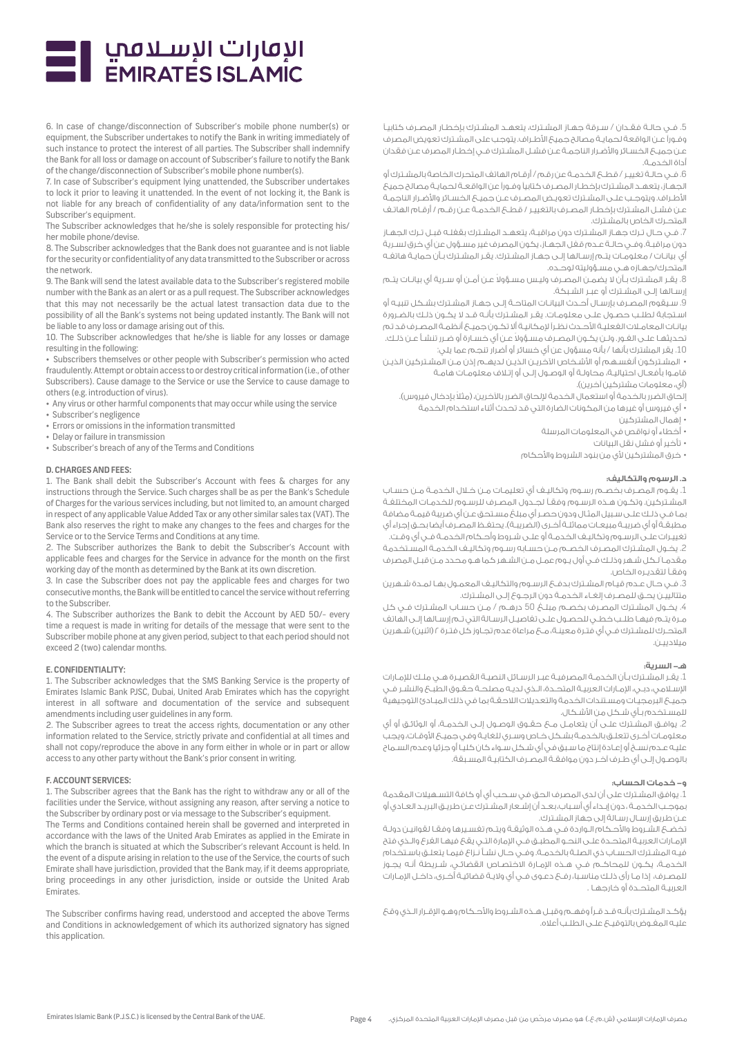6. In case of change/disconnection of Subscriber's mobile phone number(s) or equipment, the Subscriber undertakes to notify the Bank in writing immediately of such instance to protect the interest of all parties. The Subscriber shall indemnify the Bank for all loss or damage on account of Subscriber's failure to notify the Bank of the change/disconnection of Subscriber's mobile phone number(s).

7. In case of Subscriber's equipment lying unattended, the Subscriber undertakes to lock it prior to leaving it unattended. In the event of not locking it, the Bank is not liable for any breach of confidentiality of any data/information sent to the Subscriber's equipment.

The Subscriber acknowledges that he/she is solely responsible for protecting his/her mobile phone/devise.

8. The Subscriber acknowledges that the Bank does not guarantee and is not liable for the security or confidentiality of any data transmitted to the Subscriber or across the network.

9. The Bank will send the latest available data to the Subscriber's registered mobile number with the Bank as an alert or as a pull request. The Subscriber acknowledges that this may not necessarily be the actual latest transaction data due to the possibility of all the Bank's systems not being updated instantly. The Bank will not be liable to any loss or damage arising out of this.

10. The Subscriber acknowledges that he/she is liable for any losses or damage resulting in the following:

- Subscribers themselves or other people with Subscriber's permission who acted fraudulently. Attempt or obtain access to or destroy critical information (i.e., of other Subscribers). Cause damage to the Service or use the Service to cause damage to others (e.g. introduction of virus).
- Any virus or other harmful components that may occur while using the service
- Subscriber's negligence
- Errors or omissions in the information transmitted
- Delay or failure in transmission
- Subscriber's breach of any of the Terms and Conditions

**D. CHARGES AND FEES:**

1. The Bank shall debit the Subscriber's Account with fees & charges for any instructions through the Service. Such charges shall be as per the Bank's Schedule of Charges for the various services including, but not limited to, an amount charged in respect of any applicable Value Added Tax or any other similar sales tax (VAT). The Bank also reserves the right to make any changes to the fees and charges for the Service or to the Service Terms and Conditions at any time.

2. The Subscriber authorizes the Bank to debit the Subscriber's Account with applicable fees and charges for the Service in advance for the month on the first working day of the month as determined by the Bank at its own discretion.

3. In case the Subscriber does not pay the applicable fees and charges for two consecutive months, the Bank will be entitled to cancel the service without referring to the Subscriber.

4. The Subscriber authorizes the Bank to debit the Account by AED 50/- every time a request is made in writing for details of the message that were sent to the Subscriber mobile phone at any given period, subject to that each period should not exceed 2 (two) calendar months.

**E. CONFIDENTIALITY:**

1. The Subscriber acknowledges that the SMS Banking Service is the property of Emirates Islamic Bank PJSC, Dubai, United Arab Emirates which has the copyright interest in all software and documentation of the service and subsequent amendments including user guidelines in any form.

2. The Subscriber agrees to treat the access rights, documentation or any other information related to the Service, strictly private and confidential at all times and shall not copy/reproduce the above in any form either in whole or in part or allow access to any other party without the Bank's prior consent in writing.

**F. ACCOUNT SERVICES:**

1. The Subscriber agrees that the Bank has the right to withdraw any or all of the facilities under the Service, without assigning any reason, after serving a notice to the Subscriber by ordinary post or via message to the Subscriber's equipment.

The Terms and Conditions contained herein shall be governed and interpreted in accordance with the laws of the United Arab Emirates as applied in the Emirate in which the branch is situated at which the Subscriber's relevant Account is held. In the event of a dispute arising in relation to the use of the Service, the courts of such Emirate shall have jurisdiction, provided that the Bank may, if it deems appropriate, bring proceedings in any other jurisdiction, inside or outside the United Arab Emirates.

The Subscriber confirms having read, understood and accepted the above Terms and Conditions in acknowledgement of which its authorized signatory has signed this application.

5. في حالة فقدان / سرقة جهاز المشترك، يتعهد المشترك بإخطار المصرف كتابياً وفوراً عن الواقعة لحماية مصالح جميع الأطراف. يتوجب على المشترك تعويض المصرف عن جميع الخسائر والأضرار الناجمة عن فشل المشترك في إخطار المصرف عن فقدان أداة الخدمة.

6. في حالة تغيير / قطع الخدمة عن رقم / أرقام الهاتف المتحرك الخاصة بالمشترك أو الجهاز، يتعهد المشترك بإخطار المصرف كتابيا وفورا عن الواقعة لحماية مصالح جميع الأطراف. ويتوجب على المشترك تعويض المصرف عن جميع الخسائر والأضرار الناجمة عن فشل المشترك بإخطار المصرف بالتغيير / قطع الخدمة عن رقم / أرقام الهاتف المتحرك الخاص بالمشترك.

7. في حال ترك جهاز المشترك دون مراقبة، يتعهد المشترك بقفله قبل ترك الجهاز دون مراقبة. وفي حالة عدم قفل الجهاز، يكون المصرف غير مسؤول عن أي خرق لسرية أي بيانات / معلومات يتم إرسالها إلى جهاز المشترك. يقر المشترك بأن حماية هاتفه المتحرك/جهازه هي مسؤوليته لوحده.

8. يقر المشترك بأن لا يضمن المصرف وليس مسؤولاً عن أمن أو سرية أي بيانات يتم إرسالها إلى المشترك أو عبر الشبكة.

9. سيقوم المصرف بإرسال أحدث البيانات المتاحة إلى جهاز المشترك بشكل تنبيه أو استجابة لطلب حصول على معلومات. يقر المشترك بأنه قد لا يكون ذلك بالضرورة بيانات المعاملات الفعلية الأحدث نظرا لإمكانية ألا تكون جميع أنظمة المصرف قد تم تحديثها على الفور. ولن يكون المصرف مسؤولا عن أي خسارة أو ضرر تنشأ عن ذلك.

10. يقر المشترك بأنها / بأنه مسؤول عن أي خسائر أو أضرار تنجم عما يلي:

- المشتركون أنفسهم أو الأشخاص الآخرين الذين لديهم إذن من المشتركين الذين قاموا بأفعال احتيالية. محاولة أو الوصول إلى أو إتلاف معلومات هامة (أي، معلومات مشتركين آخرين).

إلحاق الضرر بالخدمة أو استعمال الخدمة لإلحاق الضرر بالآخرين (مثلاً بإدخال فيروس).

- أي فيروس أو غيرها من المكونات الضارة التي قد تحدث أثناء استخدام الخدمة
- إهمال المشتركين
- أخطاء أو نواقص في المعلومات المرسلة
- تأخير أو فشل نقل البيانات
- خرق المشتركين لأي من بنود الشروط والأحكام

**د. الرسوم والتكاليف:**

1. يقوم المصرف بخصم رسوم وتكاليف أي تعليمات من خلال الخدمة من حساب المشتركين. وتكون هذه الرسوم وفقاً لجدول المصرف للرسوم للخدمات المختلفة بما في ذلك على سبيل المثال ودون حصر أي مبلغ مستحق عن أي ضريبة قيمة مضافة مطبقة أو أي ضريبة مبيعات مماثلة أخرى (الضريبة). يحتفظ المصرف أيضا بحق إجراء أي تغييرات على الرسوم وتكاليف الخدمة أو على شروط وأحكام الخدمة في أي وقت.

2. يخول المشترك المصرف الخصم من حسابه رسوم وتكاليف الخدمة المستخدمة مقدما لكل شهر وذلك في أول يوم عمل من الشهر كما هو محدد من قبل المصرف وفقا لتقديره الخاص.

3. في حال عدم قيام المشترك بدفع الرسوم والتكاليف المعمول بها لمدة شهرين متتاليين يحق للمصرف إلغاء الخدمة دون الرجوع إلى المشترك.

4. يخول المشترك المصرف بخصم مبلغ 50 درهم / من حساب المشترك في كل مرة يتم فيها طلب خطي للحصول على تفاصيل الرسالة التي تم إرسالها إلى الهاتف المتحرك للمشترك في أي فترة معينة، مع مراعاة عدم تجاوز كل فترة ٢ (اثنين) شهرين ميلاديين.

**هـ- السرية:**

1. يقر المشترك بأن الخدمة المصرفية عبر الرسائل النصية القصيرة هي ملك للإمارات الإسلامي، دبي، الإمارات العربية المتحدة، الذي لديه مصلحة حقوق الطبع والنشر في جميع البرمجيات ومستندات الخدمة والتعديلات اللاحقة بما في ذلك المبادئ التوجيهية للمستخدم بأي شكل من الأشكال.

2. يوافق المشترك على أن يتعامل مع حقوق الوصول إلى الخدمة، أو الوثائق أو أي معلومات أخرى تتعلق بالخدمة بشكل خاص وسري للغاية وفي جميع الأوقات، ويجب عليه عدم نسخ أو إعادة إنتاج ما سبق في أي شكل سواء كان كلياً أو جزئيا وعدم السماح بالوصول إلى أي طرف آخر دون موافقة المصرف الكتابية المسبقة.

**و- خدمات الحساب:**

1. يوافق المشترك على أن لدى المصرف الحق في سحب أي أو كافة التسهيلات المقدمة بموجب الخدمة، دون إبداء أي أسباب، بعد أن إشعار المشترك عن طريق البريد العادي أو عن طريق إرسال رسالة إلى جهاز المشترك.

تخضع الشروط والأحكام الواردة في هذه الوثيقة ويتم تفسيرها وفقا لقوانين دولة الإمارات العربية المتحدة على النحو المطبق في الإمارة التي يقع فيها الفرع والذي فتح فيه المشترك الحساب ذي الصلة بالخدمة. وفي حال نشأ نزاع فيما يتعلق باستخدام الخدمة، يكون للمحاكم في هذه الإمارة الاختصاص القضائي، شريطة أنه يجوز للمصرف، إذا ما رأى ذلك مناسبا، رفع دعوى في أي ولاية قضائية أخرى، داخل الإمارات العربية المتحدة أو خارجها .

يؤكد المشترك بأنه قد قرأ وفهم وقبل هذه الشروط والأحكام وهو الإقرار الذي وقع عليه المفوض بالتوقيع على الطلب أعلاه.